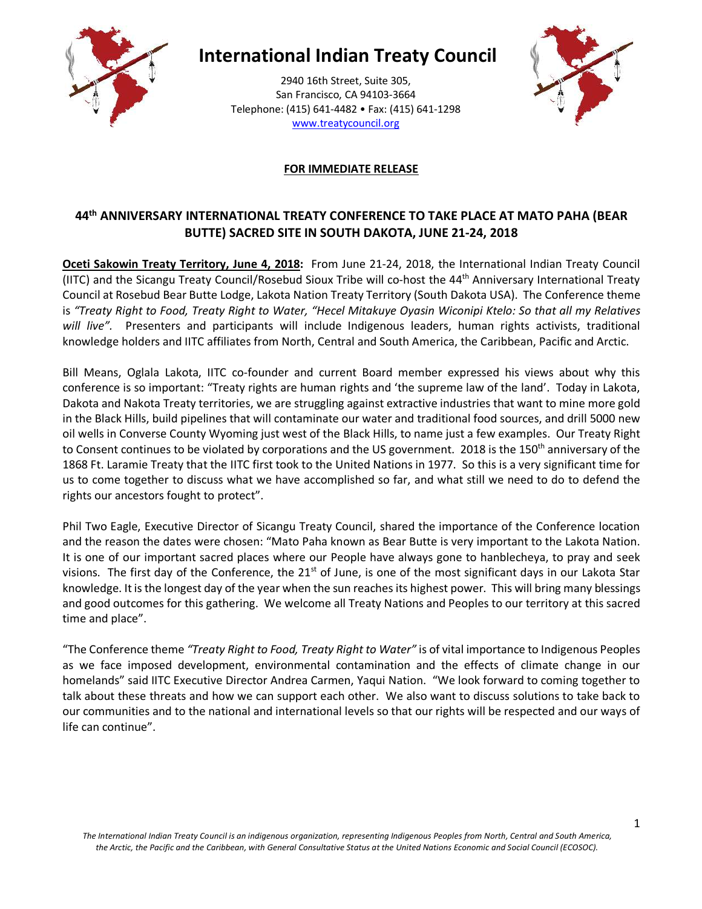# International Indian Treaty Council

2940 16th Street, Suite 305,
San Francisco, CA 94103-3664
Telephone: (415) 641-4482 • Fax: (415) 641-1298
www.treatycouncil.org

**FOR IMMEDIATE RELEASE**

## 44th ANNIVERSARY INTERNATIONAL TREATY CONFERENCE TO TAKE PLACE AT MATO PAHA (BEAR BUTTE) SACRED SITE IN SOUTH DAKOTA, JUNE 21-24, 2018

**Oceti Sakowin Treaty Territory, June 4, 2018:** From June 21-24, 2018, the International Indian Treaty Council (IITC) and the Sicangu Treaty Council/Rosebud Sioux Tribe will co-host the 44th Anniversary International Treaty Council at Rosebud Bear Butte Lodge, Lakota Nation Treaty Territory (South Dakota USA). The Conference theme is *"Treaty Right to Food, Treaty Right to Water, "Hecel Mitakuye Oyasin Wiconipi Ktelo: So that all my Relatives will live"*. Presenters and participants will include Indigenous leaders, human rights activists, traditional knowledge holders and IITC affiliates from North, Central and South America, the Caribbean, Pacific and Arctic.

Bill Means, Oglala Lakota, IITC co-founder and current Board member expressed his views about why this conference is so important: "Treaty rights are human rights and 'the supreme law of the land'. Today in Lakota, Dakota and Nakota Treaty territories, we are struggling against extractive industries that want to mine more gold in the Black Hills, build pipelines that will contaminate our water and traditional food sources, and drill 5000 new oil wells in Converse County Wyoming just west of the Black Hills, to name just a few examples. Our Treaty Right to Consent continues to be violated by corporations and the US government. 2018 is the 150th anniversary of the 1868 Ft. Laramie Treaty that the IITC first took to the United Nations in 1977. So this is a very significant time for us to come together to discuss what we have accomplished so far, and what still we need to do to defend the rights our ancestors fought to protect".

Phil Two Eagle, Executive Director of Sicangu Treaty Council, shared the importance of the Conference location and the reason the dates were chosen: "Mato Paha known as Bear Butte is very important to the Lakota Nation. It is one of our important sacred places where our People have always gone to hanblecheya, to pray and seek visions. The first day of the Conference, the 21st of June, is one of the most significant days in our Lakota Star knowledge. It is the longest day of the year when the sun reaches its highest power. This will bring many blessings and good outcomes for this gathering. We welcome all Treaty Nations and Peoples to our territory at this sacred time and place".

"The Conference theme *"Treaty Right to Food, Treaty Right to Water"* is of vital importance to Indigenous Peoples as we face imposed development, environmental contamination and the effects of climate change in our homelands" said IITC Executive Director Andrea Carmen, Yaqui Nation. "We look forward to coming together to talk about these threats and how we can support each other. We also want to discuss solutions to take back to our communities and to the national and international levels so that our rights will be respected and our ways of life can continue".

*The International Indian Treaty Council is an indigenous organization, representing Indigenous Peoples from North, Central and South America, the Arctic, the Pacific and the Caribbean, with General Consultative Status at the United Nations Economic and Social Council (ECOSOC).*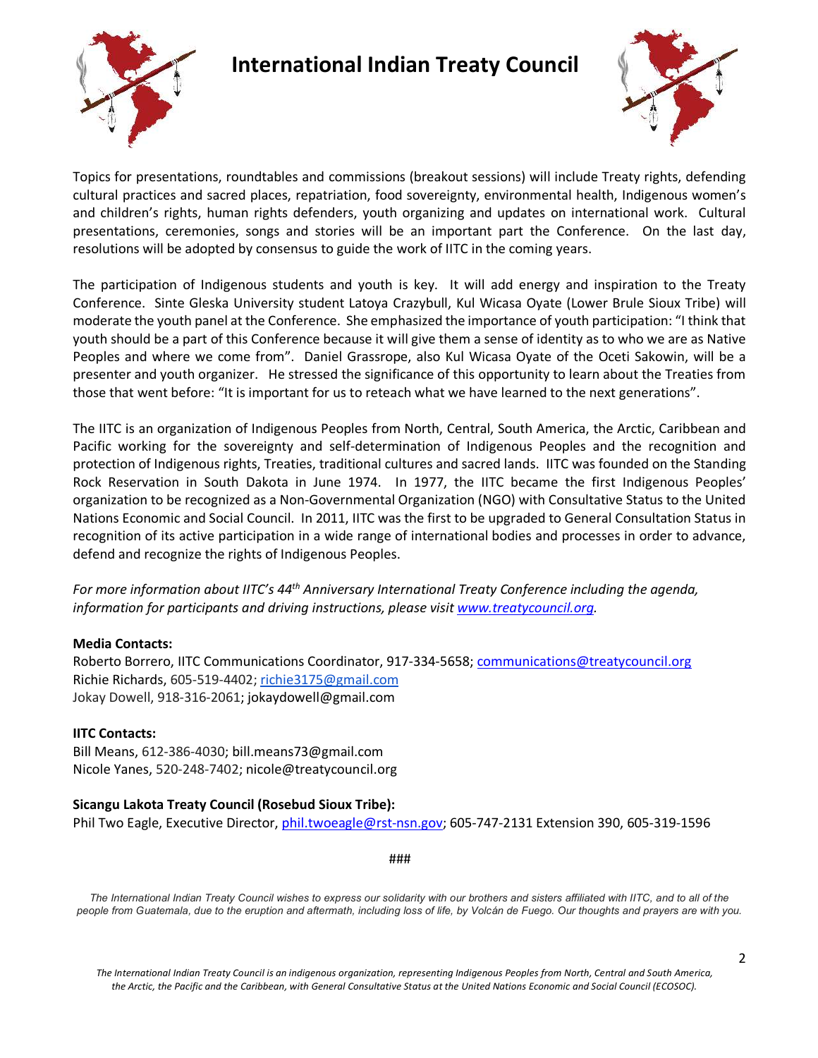Topics for presentations, roundtables and commissions (breakout sessions) will include Treaty rights, defending cultural practices and sacred places, repatriation, food sovereignty, environmental health, Indigenous women's and children's rights, human rights defenders, youth organizing and updates on international work. Cultural presentations, ceremonies, songs and stories will be an important part the Conference. On the last day, resolutions will be adopted by consensus to guide the work of IITC in the coming years.

The participation of Indigenous students and youth is key. It will add energy and inspiration to the Treaty Conference. Sinte Gleska University student Latoya Crazybull, Kul Wicasa Oyate (Lower Brule Sioux Tribe) will moderate the youth panel at the Conference. She emphasized the importance of youth participation: "I think that youth should be a part of this Conference because it will give them a sense of identity as to who we are as Native Peoples and where we come from". Daniel Grassrope, also Kul Wicasa Oyate of the Oceti Sakowin, will be a presenter and youth organizer. He stressed the significance of this opportunity to learn about the Treaties from those that went before: "It is important for us to reteach what we have learned to the next generations".

The IITC is an organization of Indigenous Peoples from North, Central, South America, the Arctic, Caribbean and Pacific working for the sovereignty and self-determination of Indigenous Peoples and the recognition and protection of Indigenous rights, Treaties, traditional cultures and sacred lands. IITC was founded on the Standing Rock Reservation in South Dakota in June 1974. In 1977, the IITC became the first Indigenous Peoples' organization to be recognized as a Non-Governmental Organization (NGO) with Consultative Status to the United Nations Economic and Social Council. In 2011, IITC was the first to be upgraded to General Consultation Status in recognition of its active participation in a wide range of international bodies and processes in order to advance, defend and recognize the rights of Indigenous Peoples.

*For more information about IITC's 44th Anniversary International Treaty Conference including the agenda, information for participants and driving instructions, please visit [www.treatycouncil.org](www.treatycouncil.org).*

**Media Contacts:**
Roberto Borrero, IITC Communications Coordinator, 917-334-5658; communications@treatycouncil.org
Richie Richards, 605-519-4402; richie3175@gmail.com
Jokay Dowell, 918-316-2061; jokaydowell@gmail.com

**IITC Contacts:**
Bill Means, 612-386-4030; bill.means73@gmail.com
Nicole Yanes, 520-248-7402; nicole@treatycouncil.org

**Sicangu Lakota Treaty Council (Rosebud Sioux Tribe):**
Phil Two Eagle, Executive Director, phil.twoeagle@rst-nsn.gov; 605-747-2131 Extension 390, 605-319-1596

###

*The International Indian Treaty Council wishes to express our solidarity with our brothers and sisters affiliated with IITC, and to all of the people from Guatemala, due to the eruption and aftermath, including loss of life, by Volcán de Fuego. Our thoughts and prayers are with you.*